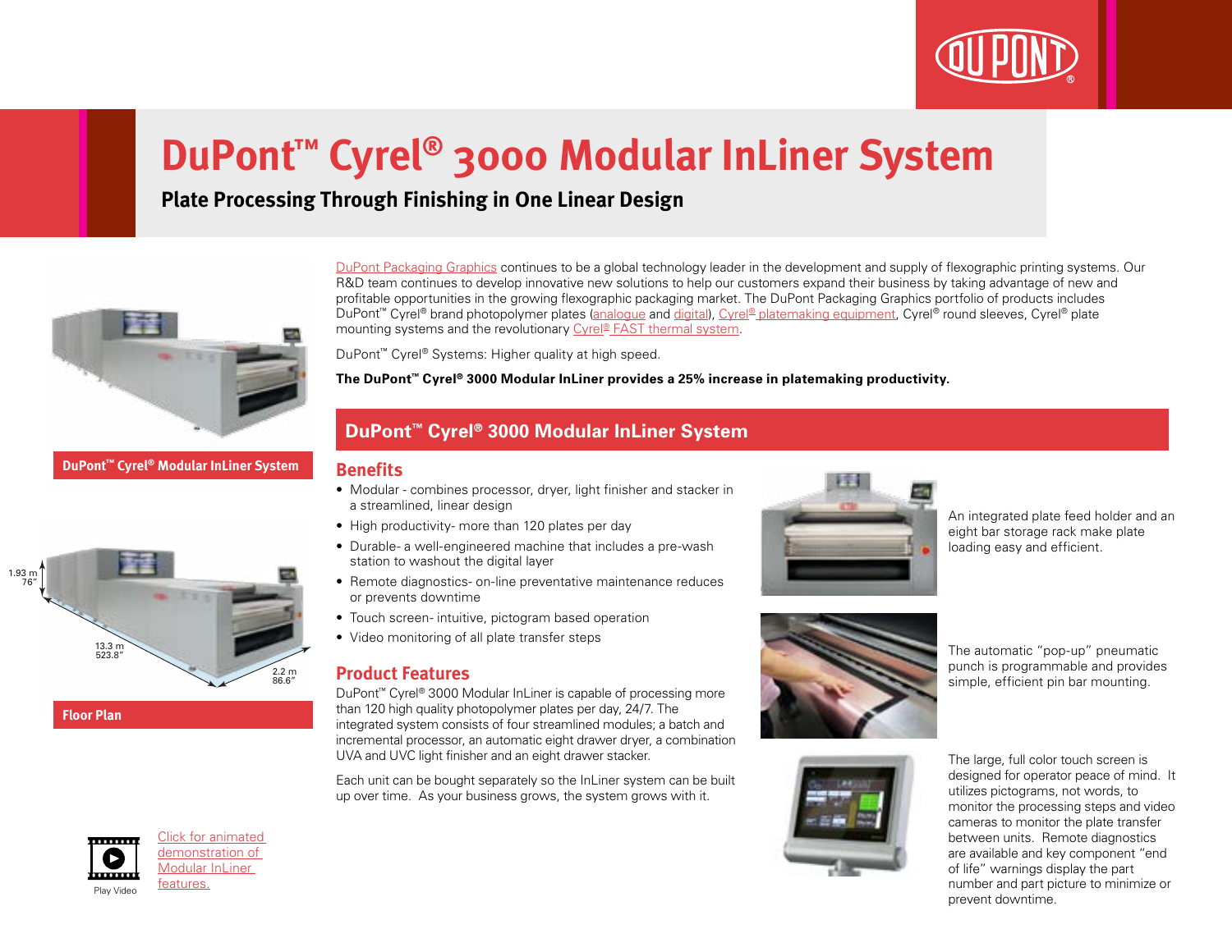# DuPont™ Cyrel® 3000 Modular InLiner System

## Plate Processing Through Finishing in One Linear Design

DuPont™ Cyrel® Modular InLiner System

1.93 m
76"

13.3 m
523.8"

2.2 m
86.6"

Floor Plan

Play Video

Click for animated demonstration of Modular InLiner features.

DuPont Packaging Graphics continues to be a global technology leader in the development and supply of flexographic printing systems. Our R&D team continues to develop innovative new solutions to help our customers expand their business by taking advantage of new and profitable opportunities in the growing flexographic packaging market. The DuPont Packaging Graphics portfolio of products includes DuPont™ Cyrel® brand photopolymer plates (analogue and digital), Cyrel® platemaking equipment, Cyrel® round sleeves, Cyrel® plate mounting systems and the revolutionary Cyrel® FAST thermal system.

DuPont™ Cyrel® Systems: Higher quality at high speed.

**The DuPont™ Cyrel® 3000 Modular InLiner provides a 25% increase in platemaking productivity.**

## DuPont™ Cyrel® 3000 Modular InLiner System

### Benefits

- Modular - combines processor, dryer, light finisher and stacker in a streamlined, linear design
- High productivity- more than 120 plates per day
- Durable- a well-engineered machine that includes a pre-wash station to washout the digital layer
- Remote diagnostics- on-line preventative maintenance reduces or prevents downtime
- Touch screen- intuitive, pictogram based operation
- Video monitoring of all plate transfer steps

### Product Features

DuPont™ Cyrel® 3000 Modular InLiner is capable of processing more than 120 high quality photopolymer plates per day, 24/7. The integrated system consists of four streamlined modules; a batch and incremental processor, an automatic eight drawer dryer, a combination UVA and UVC light finisher and an eight drawer stacker.

Each unit can be bought separately so the InLiner system can be built up over time. As your business grows, the system grows with it.

An integrated plate feed holder and an eight bar storage rack make plate loading easy and efficient.

The automatic "pop-up" pneumatic punch is programmable and provides simple, efficient pin bar mounting.

The large, full color touch screen is designed for operator peace of mind. It utilizes pictograms, not words, to monitor the processing steps and video cameras to monitor the plate transfer between units. Remote diagnostics are available and key component "end of life" warnings display the part number and part picture to minimize or prevent downtime.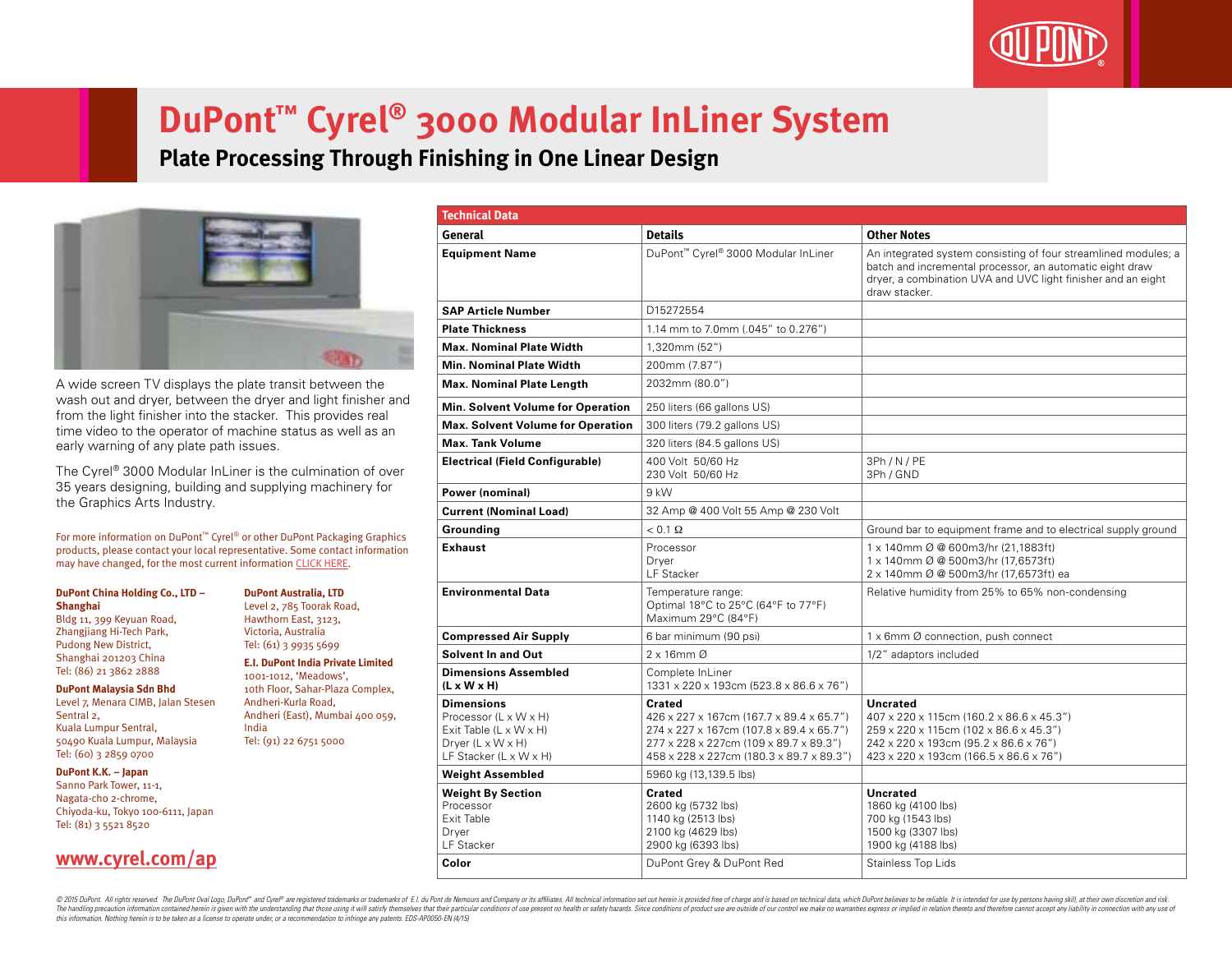# DuPont™ Cyrel® 3000 Modular InLiner System

## Plate Processing Through Finishing in One Linear Design

A wide screen TV displays the plate transit between the wash out and dryer, between the dryer and light finisher and from the light finisher into the stacker. This provides real time video to the operator of machine status as well as an early warning of any plate path issues.

The Cyrel® 3000 Modular InLiner is the culmination of over 35 years designing, building and supplying machinery for the Graphics Arts Industry.

For more information on DuPont™ Cyrel® or other DuPont Packaging Graphics products, please contact your local representative. Some contact information may have changed, for the most current information CLICK HERE.

**DuPont China Holding Co., LTD – Shanghai**
Bldg 11, 399 Keyuan Road,
Zhangjiang Hi-Tech Park,
Pudong New District,
Shanghai 201203 China
Tel: (86) 21 3862 2888

**DuPont Malaysia Sdn Bhd**
Level 7, Menara CIMB, Jalan Stesen Sentral 2,
Kuala Lumpur Sentral,
50490 Kuala Lumpur, Malaysia
Tel: (60) 3 2859 0700

**DuPont K.K. – Japan**
Sanno Park Tower, 11-1,
Nagata-cho 2-chrome,
Chiyoda-ku, Tokyo 100-6111, Japan
Tel: (81) 3 5521 8520

**DuPont Australia, LTD**
Level 2, 785 Toorak Road,
Hawthorn East, 3123,
Victoria, Australia
Tel: (61) 3 9935 5699

**E.I. DuPont India Private Limited**
1001-1012, 'Meadows',
10th Floor, Sahar-Plaza Complex,
Andheri-Kurla Road,
Andheri (East), Mumbai 400 059,
India
Tel: (91) 22 6751 5000

**www.cyrel.com/ap**

| Technical Data | | |
|---|---|---|
| **General** | **Details** | **Other Notes** |
| **Equipment Name** | DuPont™ Cyrel® 3000 Modular InLiner | An integrated system consisting of four streamlined modules; a batch and incremental processor, an automatic eight draw dryer, a combination UVA and UVC light finisher and an eight draw stacker. |
| **SAP Article Number** | D15272554 | |
| **Plate Thickness** | 1.14 mm to 7.0mm (.045" to 0.276") | |
| **Max. Nominal Plate Width** | 1,320mm (52") | |
| **Min. Nominal Plate Width** | 200mm (7.87") | |
| **Max. Nominal Plate Length** | 2032mm (80.0") | |
| **Min. Solvent Volume for Operation** | 250 liters (66 gallons US) | |
| **Max. Solvent Volume for Operation** | 300 liters (79.2 gallons US) | |
| **Max. Tank Volume** | 320 liters (84.5 gallons US) | |
| **Electrical (Field Configurable)** | 400 Volt 50/60 Hz<br>230 Volt 50/60 Hz | 3Ph / N / PE<br>3Ph / GND |
| **Power (nominal)** | 9 kW | |
| **Current (Nominal Load)** | 32 Amp @ 400 Volt 55 Amp @ 230 Volt | |
| **Grounding** | < 0.1 Ω | Ground bar to equipment frame and to electrical supply ground |
| **Exhaust** | Processor<br>Dryer<br>LF Stacker | 1 x 140mm Ø @ 600m3/hr (21,1883ft)<br>1 x 140mm Ø @ 500m3/hr (17,6573ft)<br>2 x 140mm Ø @ 500m3/hr (17,6573ft) ea |
| **Environmental Data** | Temperature range:<br>Optimal 18°C to 25°C (64°F to 77°F)<br>Maximum 29°C (84°F) | Relative humidity from 25% to 65% non-condensing |
| **Compressed Air Supply** | 6 bar minimum (90 psi) | 1 x 6mm Ø connection, push connect |
| **Solvent In and Out** | 2 x 16mm Ø | 1/2" adaptors included |
| **Dimensions Assembled (L x W x H)** | Complete InLiner<br>1331 x 220 x 193cm (523.8 x 86.6 x 76") | |
| **Dimensions**<br>Processor (L x W x H)<br>Exit Table (L x W x H)<br>Dryer (L x W x H)<br>LF Stacker (L x W x H) | **Crated**<br>426 x 227 x 167cm (167.7 x 89.4 x 65.7")<br>274 x 227 x 167cm (107.8 x 89.4 x 65.7")<br>277 x 228 x 227cm (109 x 89.7 x 89.3")<br>458 x 228 x 227cm (180.3 x 89.7 x 89.3") | **Uncrated**<br>407 x 220 x 115cm (160.2 x 86.6 x 45.3")<br>259 x 220 x 115cm (102 x 86.6 x 45.3")<br>242 x 220 x 193cm (95.2 x 86.6 x 76")<br>423 x 220 x 193cm (166.5 x 86.6 x 76") |
| **Weight Assembled** | 5960 kg (13,139.5 lbs) | |
| **Weight By Section**<br>Processor<br>Exit Table<br>Dryer<br>LF Stacker | **Crated**<br>2600 kg (5732 lbs)<br>1140 kg (2513 lbs)<br>2100 kg (4629 lbs)<br>2900 kg (6393 lbs) | **Uncrated**<br>1860 kg (4100 lbs)<br>700 kg (1543 lbs)<br>1500 kg (3307 lbs)<br>1900 kg (4188 lbs) |
| **Color** | DuPont Grey & DuPont Red | Stainless Top Lids |

*© 2015 DuPont. All rights reserved. The DuPont Oval Logo, DuPont™ and Cyrel® are registered trademarks or trademarks of E.I. du Pont de Nemours and Company or its affiliates. All technical information set out herein is provided free of charge and is based on technical data, which DuPont believes to be reliable. It is intended for use by persons having skill, at their own discretion and risk. The handling precaution information contained herein is given with the understanding that those using it will satisfy themselves that their particular conditions of use present no health or safety hazards. Since conditions of product use are outside of our control we make no warranties express or implied in relation thereto and therefore cannot accept any liability in connection with any use of this information. Nothing herein is to be taken as a license to operate under, or a recommendation to infringe any patents. EDS-AP0050-EN (4/15)*